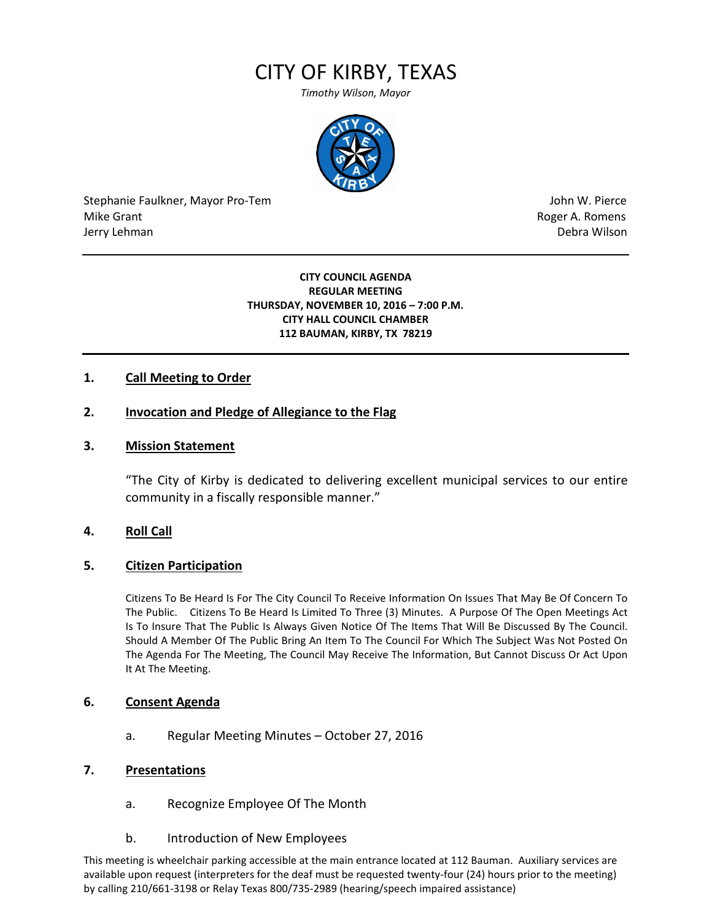# CITY OF KIRBY, TEXAS

*Timothy Wilson, Mayor*

Stephanie Faulkner, Mayor Pro-Tem
Mike Grant
Jerry Lehman

John W. Pierce
Roger A. Romens
Debra Wilson

---

**CITY COUNCIL AGENDA**
**REGULAR MEETING**
**THURSDAY, NOVEMBER 10, 2016 – 7:00 P.M.**
**CITY HALL COUNCIL CHAMBER**
**112 BAUMAN, KIRBY, TX 78219**

---

**1. Call Meeting to Order**

**2. Invocation and Pledge of Allegiance to the Flag**

**3. Mission Statement**

"The City of Kirby is dedicated to delivering excellent municipal services to our entire community in a fiscally responsible manner."

**4. Roll Call**

**5. Citizen Participation**

Citizens To Be Heard Is For The City Council To Receive Information On Issues That May Be Of Concern To The Public. Citizens To Be Heard Is Limited To Three (3) Minutes. A Purpose Of The Open Meetings Act Is To Insure That The Public Is Always Given Notice Of The Items That Will Be Discussed By The Council. Should A Member Of The Public Bring An Item To The Council For Which The Subject Was Not Posted On The Agenda For The Meeting, The Council May Receive The Information, But Cannot Discuss Or Act Upon It At The Meeting.

**6. Consent Agenda**

a. Regular Meeting Minutes – October 27, 2016

**7. Presentations**

a. Recognize Employee Of The Month

b. Introduction of New Employees

This meeting is wheelchair parking accessible at the main entrance located at 112 Bauman. Auxiliary services are available upon request (interpreters for the deaf must be requested twenty-four (24) hours prior to the meeting) by calling 210/661-3198 or Relay Texas 800/735-2989 (hearing/speech impaired assistance)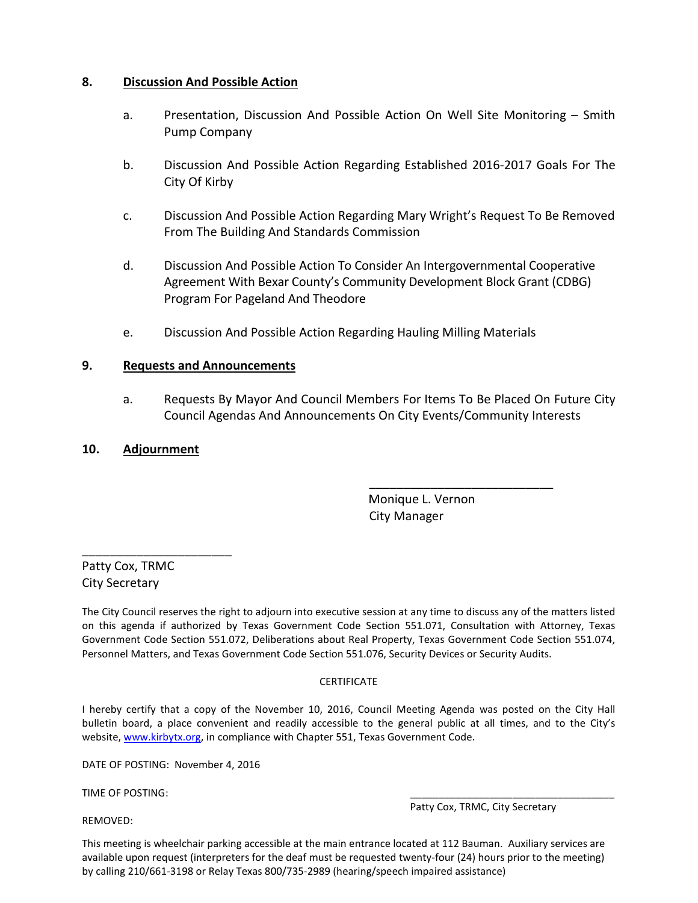## 8. Discussion And Possible Action

a. Presentation, Discussion And Possible Action On Well Site Monitoring – Smith Pump Company

b. Discussion And Possible Action Regarding Established 2016-2017 Goals For The City Of Kirby

c. Discussion And Possible Action Regarding Mary Wright's Request To Be Removed From The Building And Standards Commission

d. Discussion And Possible Action To Consider An Intergovernmental Cooperative Agreement With Bexar County's Community Development Block Grant (CDBG) Program For Pageland And Theodore

e. Discussion And Possible Action Regarding Hauling Milling Materials

## 9. Requests and Announcements

a. Requests By Mayor And Council Members For Items To Be Placed On Future City Council Agendas And Announcements On City Events/Community Interests

## 10. Adjournment

\_\_\_\_\_\_\_\_\_\_\_\_\_\_\_\_\_\_\_\_\_\_\_\_\_\_\_\_
Monique L. Vernon
City Manager

\_\_\_\_\_\_\_\_\_\_\_\_\_\_\_\_\_\_\_\_\_\_\_\_
Patty Cox, TRMC
City Secretary

The City Council reserves the right to adjourn into executive session at any time to discuss any of the matters listed on this agenda if authorized by Texas Government Code Section 551.071, Consultation with Attorney, Texas Government Code Section 551.072, Deliberations about Real Property, Texas Government Code Section 551.074, Personnel Matters, and Texas Government Code Section 551.076, Security Devices or Security Audits.

CERTIFICATE

I hereby certify that a copy of the November 10, 2016, Council Meeting Agenda was posted on the City Hall bulletin board, a place convenient and readily accessible to the general public at all times, and to the City's website, www.kirbytx.org, in compliance with Chapter 551, Texas Government Code.

DATE OF POSTING: November 4, 2016

TIME OF POSTING:

\_\_\_\_\_\_\_\_\_\_\_\_\_\_\_\_\_\_\_\_\_\_\_\_\_\_\_\_\_\_\_\_\_\_\_\_
Patty Cox, TRMC, City Secretary

REMOVED:

This meeting is wheelchair parking accessible at the main entrance located at 112 Bauman. Auxiliary services are available upon request (interpreters for the deaf must be requested twenty-four (24) hours prior to the meeting) by calling 210/661-3198 or Relay Texas 800/735-2989 (hearing/speech impaired assistance)